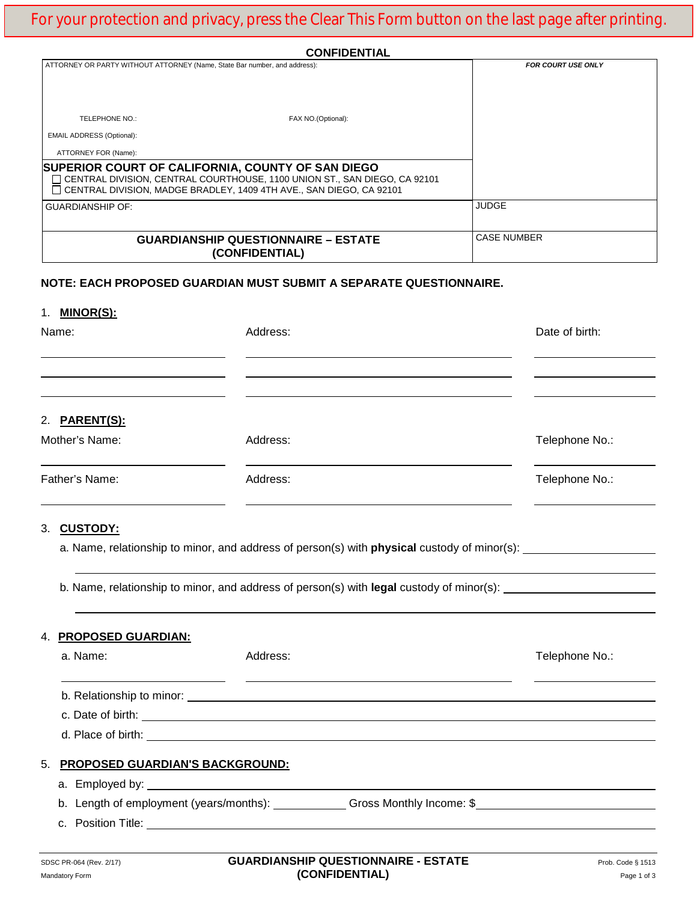For your protection and privacy, press the Clear This Form button on the last page after printing.

**CONFIDENTIAL**

| ATTORNEY OR PARTY WITHOUT ATTORNEY (Name, State Bar number, and address): | *FOR COURT USE ONLY* |
|---|---|
| TELEPHONE NO.: FAX NO.(Optional): | |
| EMAIL ADDRESS (Optional): | |
| ATTORNEY FOR (Name): | |
| **SUPERIOR COURT OF CALIFORNIA, COUNTY OF SAN DIEGO** ☐ CENTRAL DIVISION, CENTRAL COURTHOUSE, 1100 UNION ST., SAN DIEGO, CA 92101 ☐ CENTRAL DIVISION, MADGE BRADLEY, 1409 4TH AVE., SAN DIEGO, CA 92101 | |
| GUARDIANSHIP OF: | JUDGE |
| **GUARDIANSHIP QUESTIONNAIRE – ESTATE (CONFIDENTIAL)** | CASE NUMBER |

**NOTE: EACH PROPOSED GUARDIAN MUST SUBMIT A SEPARATE QUESTIONNAIRE.**

1. **MINOR(S):**

| Name: | Address: | Date of birth: |
|---|---|---|
| | | |
| | | |
| | | |

2. **PARENT(S):**

| Mother's Name: | Address: | Telephone No.: |
|---|---|---|
| | | |
| **Father's Name:** | **Address:** | **Telephone No.:** |
| | | |

3. **CUSTODY:**

a. Name, relationship to minor, and address of person(s) with **physical** custody of minor(s): ______________________

b. Name, relationship to minor, and address of person(s) with **legal** custody of minor(s): ______________________

4. **PROPOSED GUARDIAN:**

| a. Name: | Address: | Telephone No.: |
|---|---|---|
| | | |

b. Relationship to minor: ______________________

c. Date of birth: ______________________

d. Place of birth: ______________________

5. **PROPOSED GUARDIAN'S BACKGROUND:**

a. Employed by: ______________________

b. Length of employment (years/months): ____________ Gross Monthly Income: $______________________

c. Position Title: ______________________

SDSC PR-064 (Rev. 2/17)
Mandatory Form

**GUARDIANSHIP QUESTIONNAIRE - ESTATE (CONFIDENTIAL)**

Prob. Code § 1513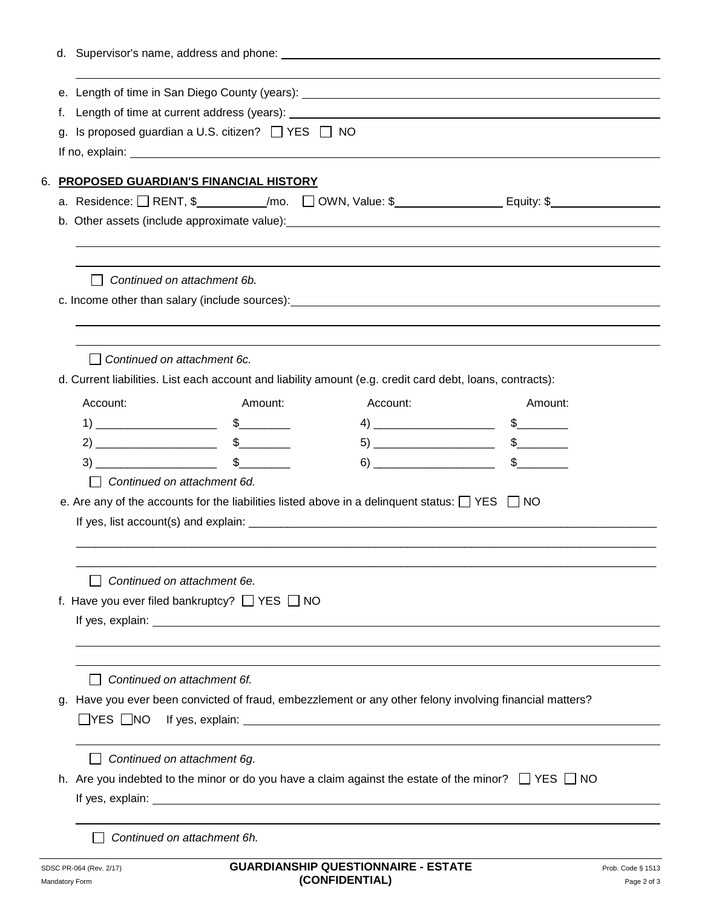d. Supervisor's name, address and phone: ______________________________

______________________________

e. Length of time in San Diego County (years): ______________________________

f. Length of time at current address (years): ______________________________

g. Is proposed guardian a U.S. citizen? ☐ YES ☐ NO

If no, explain: ______________________________

6. **PROPOSED GUARDIAN'S FINANCIAL HISTORY**

a. Residence: ☐ RENT, $__________/mo. ☐ OWN, Value: $______________ Equity: $______________

b. Other assets (include approximate value): ______________________________

______________________________

______________________________

☐ *Continued on attachment 6b.*

c. Income other than salary (include sources): ______________________________

______________________________

______________________________

☐ *Continued on attachment 6c.*

d. Current liabilities. List each account and liability amount (e.g. credit card debt, loans, contracts):

| Account: | Amount: | Account: | Amount: |
|---|---|---|---|
| 1) ___________________ | $________ | 4) ___________________ | $________ |
| 2) ___________________ | $________ | 5) ___________________ | $________ |
| 3) ___________________ | $________ | 6) ___________________ | $________ |

☐ *Continued on attachment 6d.*

e. Are any of the accounts for the liabilities listed above in a delinquent status: ☐ YES ☐ NO

If yes, list account(s) and explain: ______________________________

______________________________

______________________________

☐ *Continued on attachment 6e.*

f. Have you ever filed bankruptcy? ☐ YES ☐ NO

If yes, explain: ______________________________

______________________________

______________________________

☐ *Continued on attachment 6f.*

g. Have you ever been convicted of fraud, embezzlement or any other felony involving financial matters?

☐YES ☐NO If yes, explain: ______________________________

______________________________

☐ *Continued on attachment 6g.*

h. Are you indebted to the minor or do you have a claim against the estate of the minor? ☐ YES ☐ NO

If yes, explain: ______________________________

______________________________

☐ *Continued on attachment 6h.*

SDSC PR-064 (Rev. 2/17) Mandatory Form

**GUARDIANSHIP QUESTIONNAIRE - ESTATE (CONFIDENTIAL)**

Prob. Code § 1513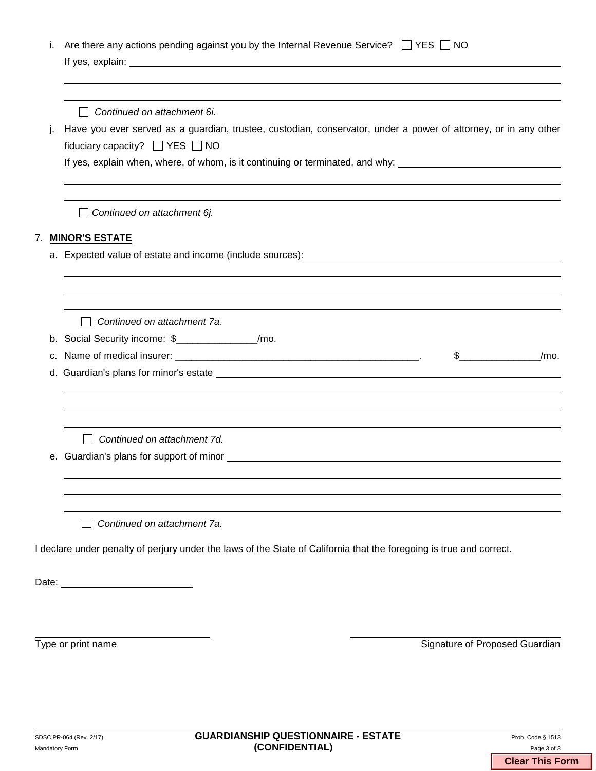i. Are there any actions pending against you by the Internal Revenue Service? ☐ YES ☐ NO

If yes, explain: ______________________________________________

☐ *Continued on attachment 6i.*

j. Have you ever served as a guardian, trustee, custodian, conservator, under a power of attorney, or in any other fiduciary capacity? ☐ YES ☐ NO

If yes, explain when, where, of whom, is it continuing or terminated, and why: ______________________________________________

☐ *Continued on attachment 6j.*

7. **MINOR'S ESTATE**

a. Expected value of estate and income (include sources): ______________________________________________

☐ *Continued on attachment 7a.*

b. Social Security income: $______________/mo.

c. Name of medical insurer: ______________________________________________. $______________/mo.

d. Guardian's plans for minor's estate ______________________________________________

☐ *Continued on attachment 7d.*

e. Guardian's plans for support of minor ______________________________________________

☐ *Continued on attachment 7a.*

I declare under penalty of perjury under the laws of the State of California that the foregoing is true and correct.

Date: ________________________

________________________ Type or print name

________________________ Signature of Proposed Guardian

SDSC PR-064 (Rev. 2/17)
Mandatory Form

**GUARDIANSHIP QUESTIONNAIRE - ESTATE (CONFIDENTIAL)**

Prob. Code § 1513